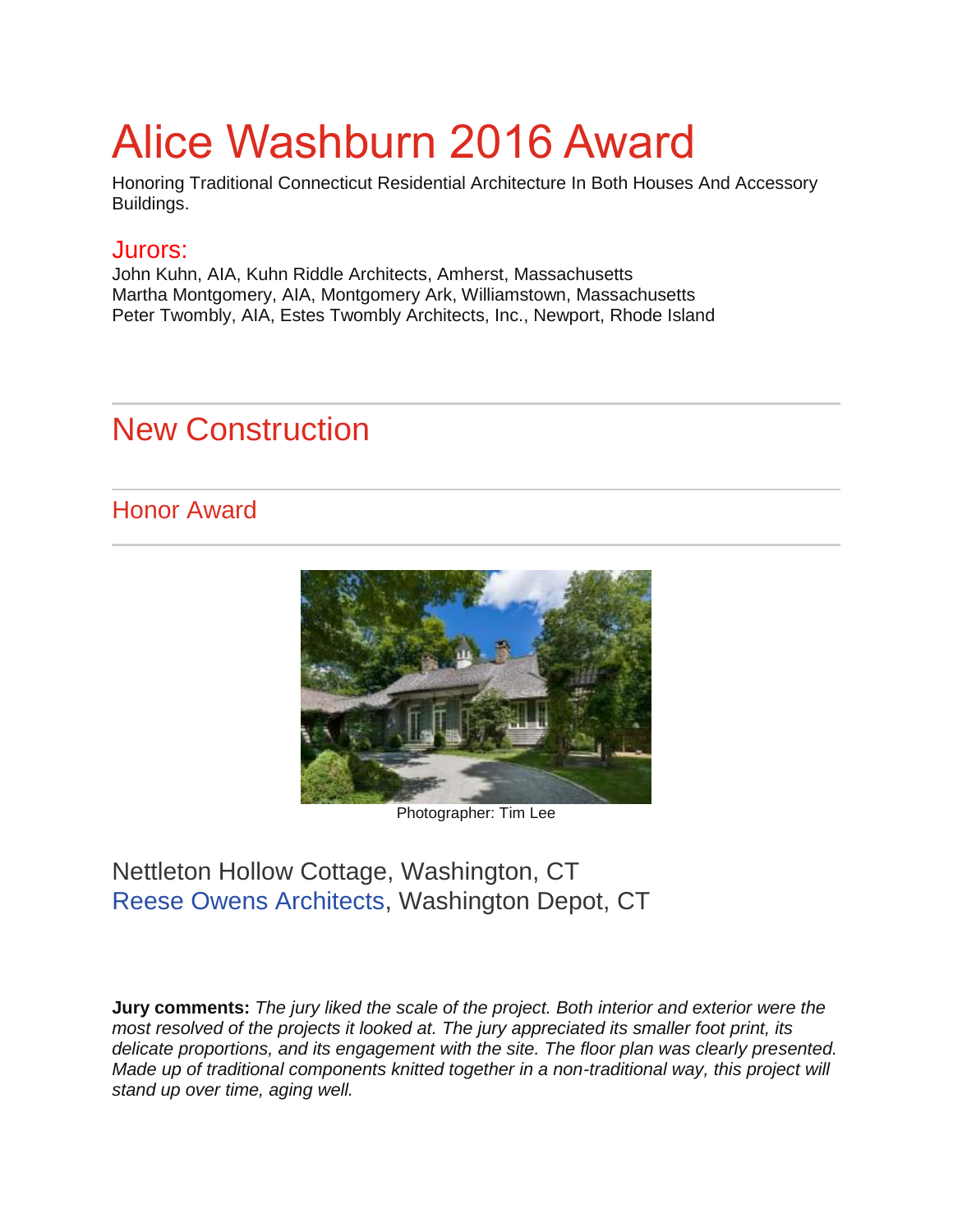# Alice Washburn 2016 Award

Honoring Traditional Connecticut Residential Architecture In Both Houses And Accessory Buildings.

## Jurors:

John Kuhn, AIA, Kuhn Riddle Architects, Amherst, Massachusetts
Martha Montgomery, AIA, Montgomery Ark, Williamstown, Massachusetts
Peter Twombly, AIA, Estes Twombly Architects, Inc., Newport, Rhode Island

## New Construction

### Honor Award

Photographer: Tim Lee

Nettleton Hollow Cottage, Washington, CT
Reese Owens Architects, Washington Depot, CT

**Jury comments:** *The jury liked the scale of the project. Both interior and exterior were the most resolved of the projects it looked at. The jury appreciated its smaller foot print, its delicate proportions, and its engagement with the site. The floor plan was clearly presented. Made up of traditional components knitted together in a non-traditional way, this project will stand up over time, aging well.*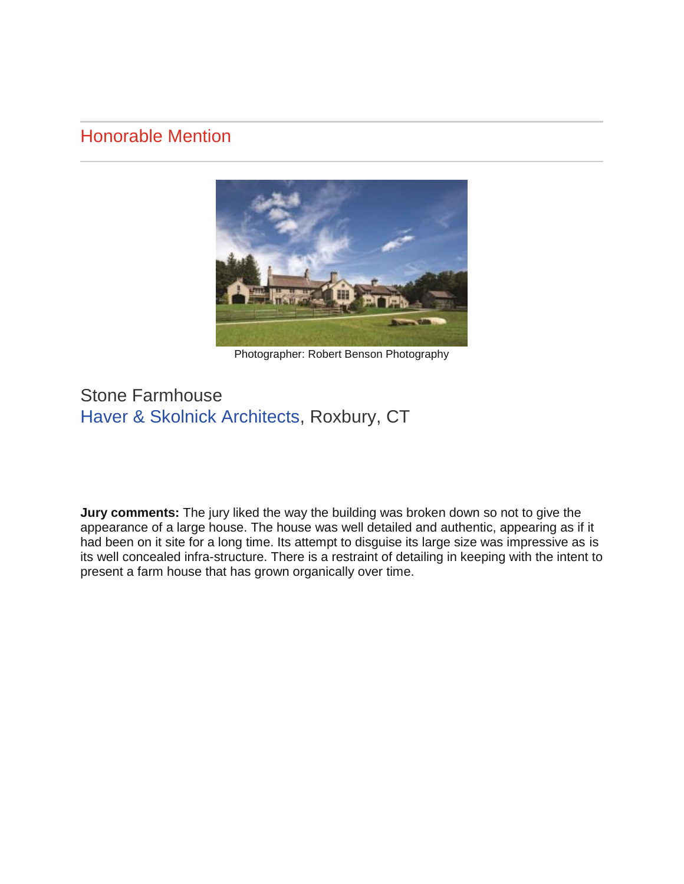## Honorable Mention

Photographer: Robert Benson Photography

### Stone Farmhouse

Haver & Skolnick Architects, Roxbury, CT

**Jury comments:** The jury liked the way the building was broken down so not to give the appearance of a large house. The house was well detailed and authentic, appearing as if it had been on it site for a long time. Its attempt to disguise its large size was impressive as is its well concealed infra-structure. There is a restraint of detailing in keeping with the intent to present a farm house that has grown organically over time.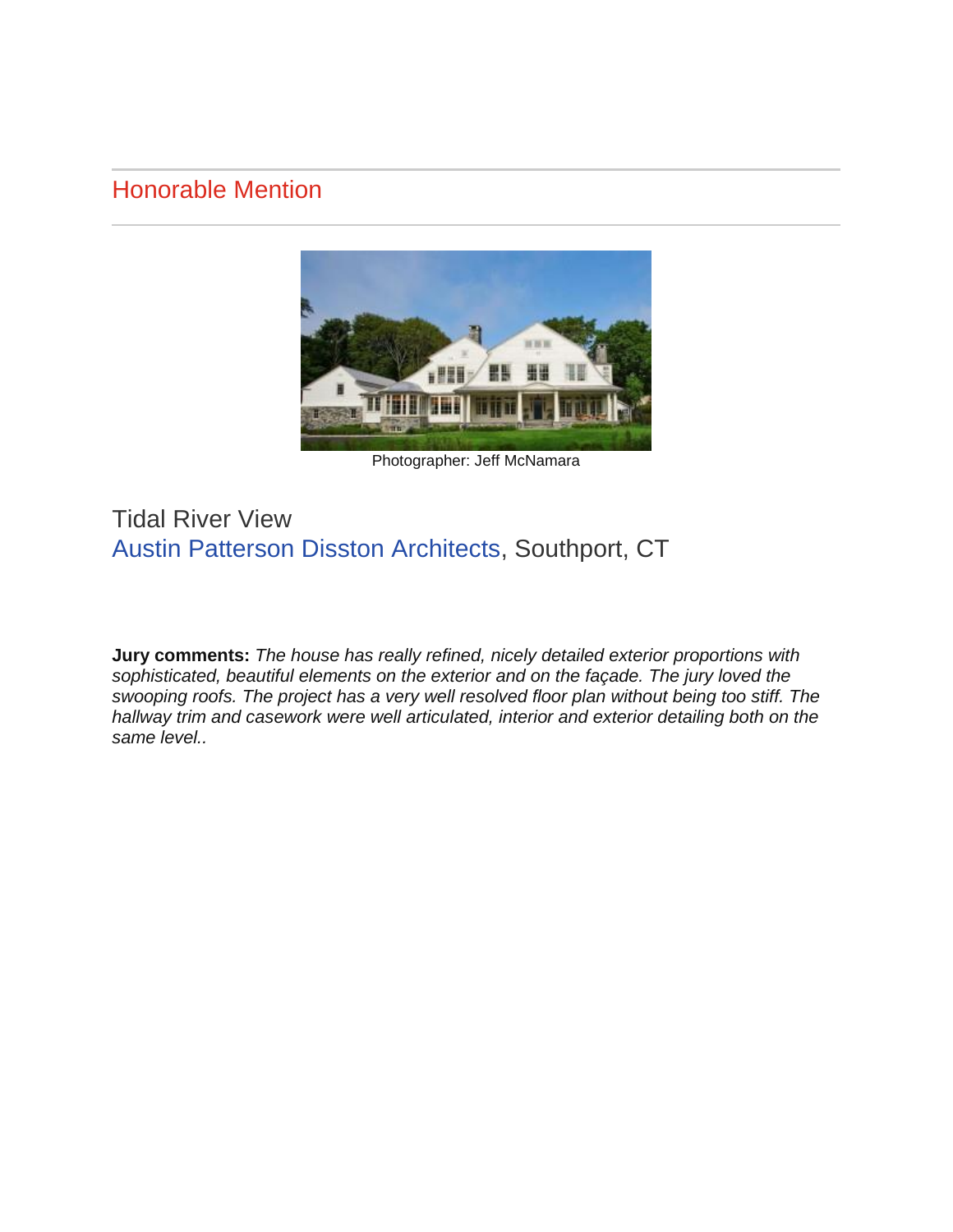## Honorable Mention

Photographer: Jeff McNamara

Tidal River View
Austin Patterson Disston Architects, Southport, CT

**Jury comments:** *The house has really refined, nicely detailed exterior proportions with sophisticated, beautiful elements on the exterior and on the façade. The jury loved the swooping roofs. The project has a very well resolved floor plan without being too stiff. The hallway trim and casework were well articulated, interior and exterior detailing both on the same level..*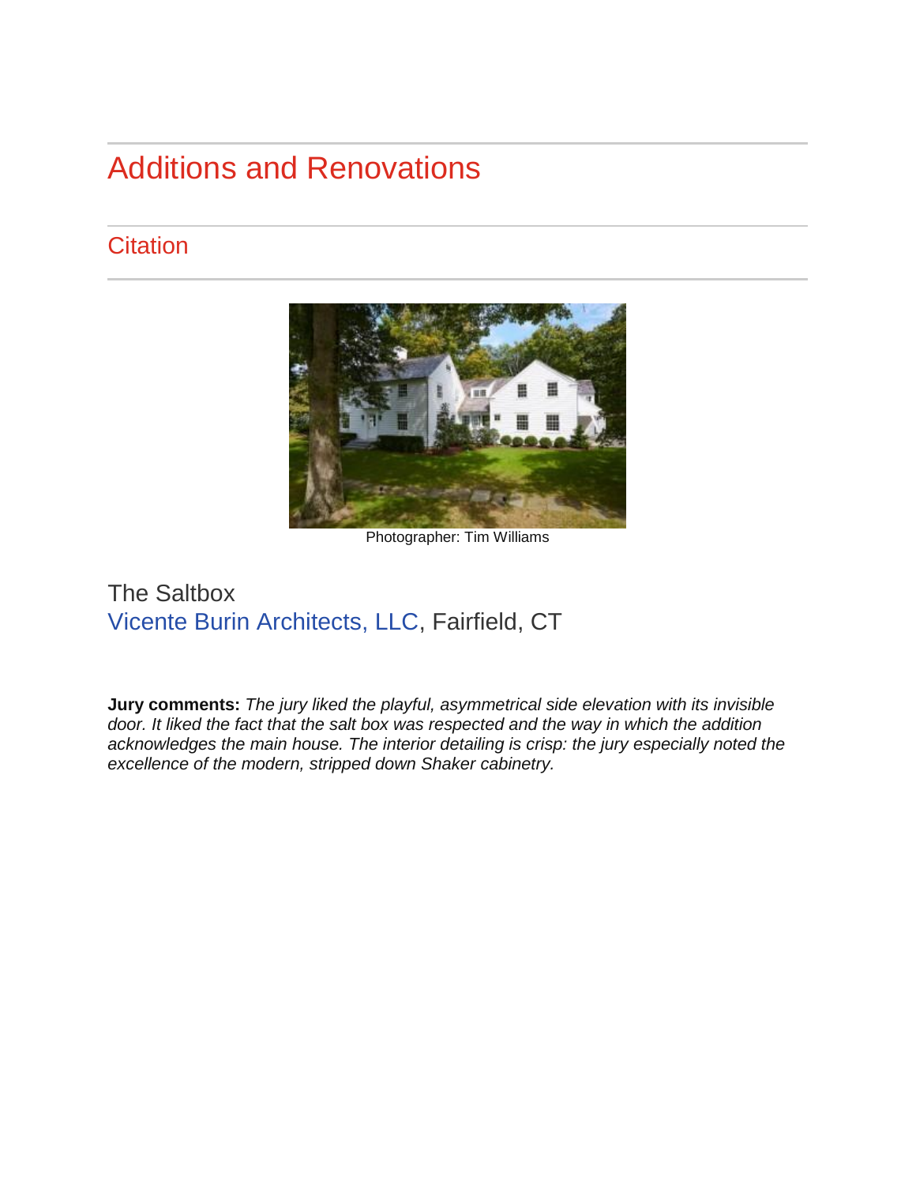# Additions and Renovations

## Citation

Photographer: Tim Williams

The Saltbox
Vicente Burin Architects, LLC, Fairfield, CT

**Jury comments:** *The jury liked the playful, asymmetrical side elevation with its invisible door. It liked the fact that the salt box was respected and the way in which the addition acknowledges the main house. The interior detailing is crisp: the jury especially noted the excellence of the modern, stripped down Shaker cabinetry.*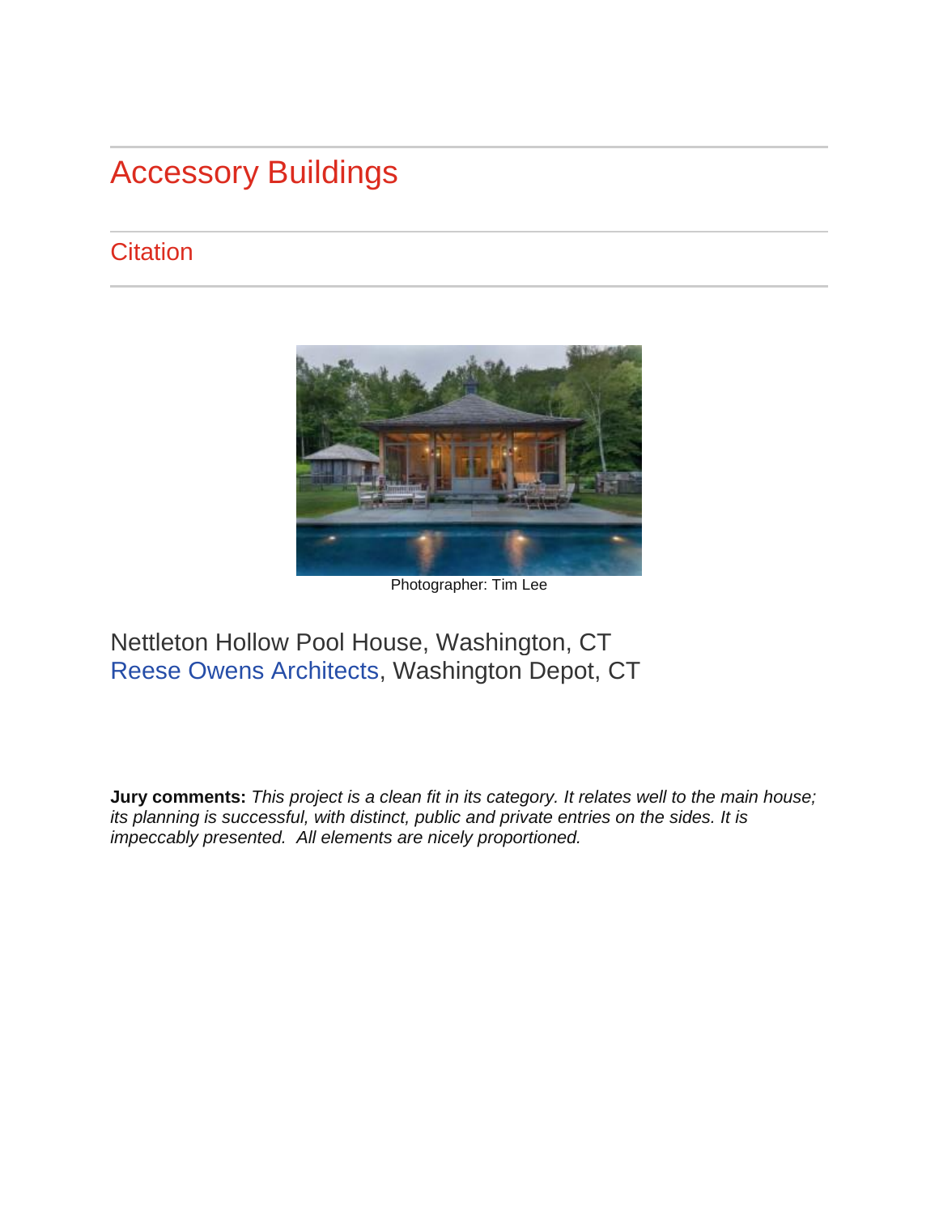# Accessory Buildings

## Citation

Photographer: Tim Lee

Nettleton Hollow Pool House, Washington, CT
Reese Owens Architects, Washington Depot, CT

**Jury comments:** *This project is a clean fit in its category. It relates well to the main house; its planning is successful, with distinct, public and private entries on the sides. It is impeccably presented. All elements are nicely proportioned.*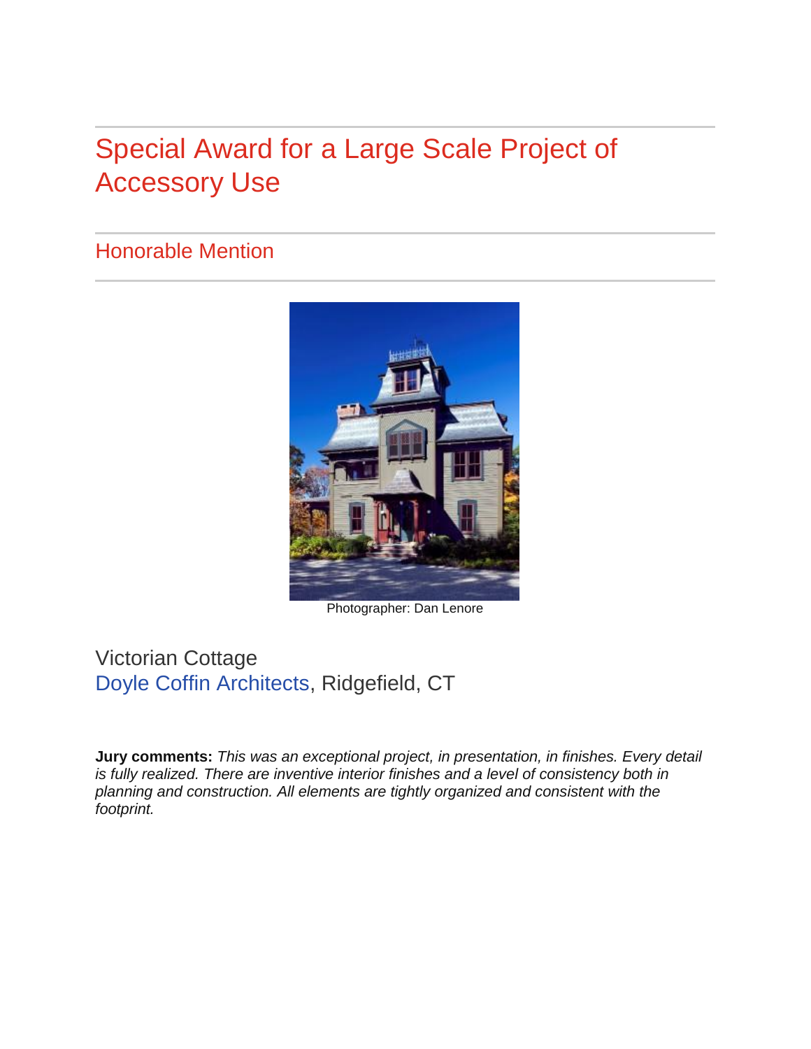## Special Award for a Large Scale Project of Accessory Use

### Honorable Mention

Photographer: Dan Lenore

Victorian Cottage
Doyle Coffin Architects, Ridgefield, CT

**Jury comments:** *This was an exceptional project, in presentation, in finishes. Every detail is fully realized. There are inventive interior finishes and a level of consistency both in planning and construction. All elements are tightly organized and consistent with the footprint.*